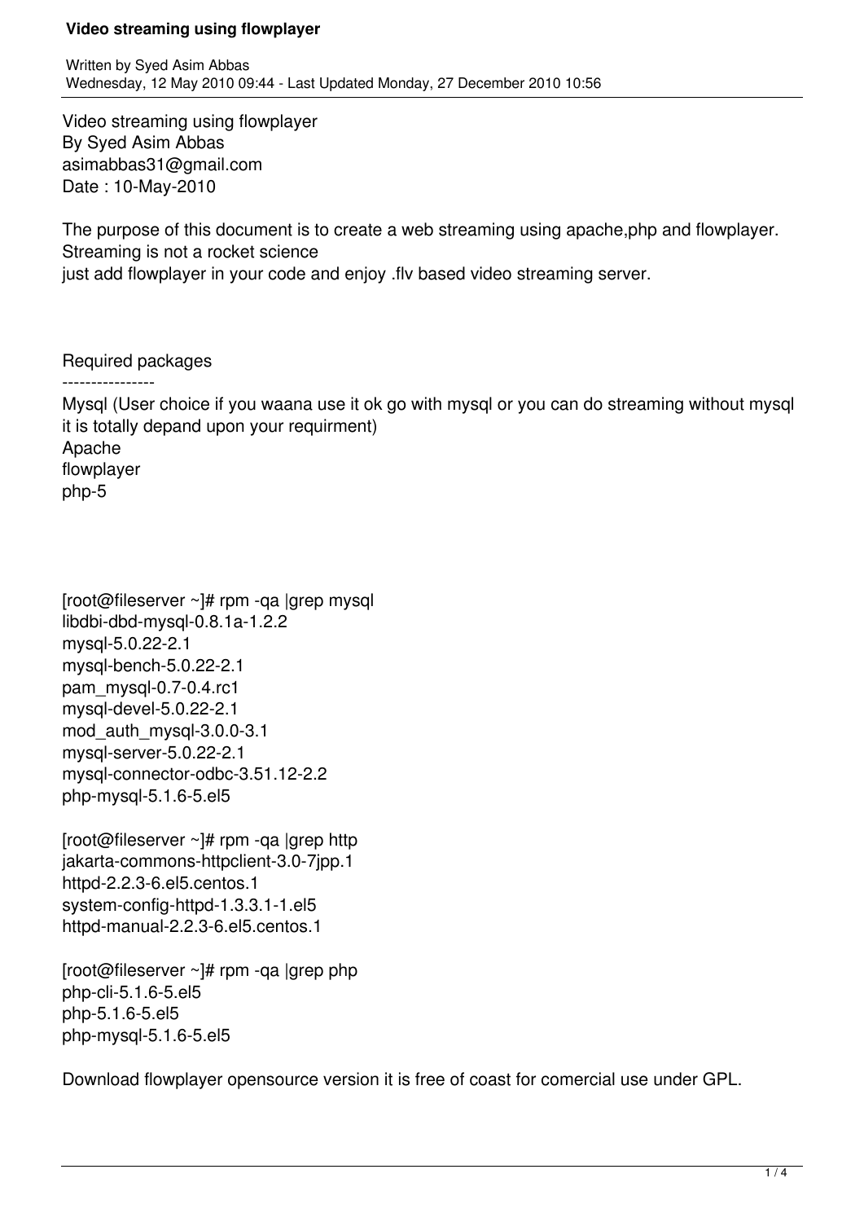# Video streaming using flowplayer

Written by Syed Asim Abbas
Wednesday, 12 May 2010 09:44 - Last Updated Monday, 27 December 2010 10:56

Video streaming using flowplayer
By Syed Asim Abbas
asimabbas31@gmail.com
Date : 10-May-2010

The purpose of this document is to create a web streaming using apache,php and flowplayer.
Streaming is not a rocket science
just add flowplayer in your code and enjoy .flv based video streaming server.

Required packages
----------------
Mysql (User choice if you waana use it ok go with mysql or you can do streaming without mysql it is totally depand upon your requirment)
Apache
flowplayer
php-5

```
[root@fileserver ~]# rpm -qa |grep mysql
libdbi-dbd-mysql-0.8.1a-1.2.2
mysql-5.0.22-2.1
mysql-bench-5.0.22-2.1
pam_mysql-0.7-0.4.rc1
mysql-devel-5.0.22-2.1
mod_auth_mysql-3.0.0-3.1
mysql-server-5.0.22-2.1
mysql-connector-odbc-3.51.12-2.2
php-mysql-5.1.6-5.el5
```

```
[root@fileserver ~]# rpm -qa |grep http
jakarta-commons-httpclient-3.0-7jpp.1
httpd-2.2.3-6.el5.centos.1
system-config-httpd-1.3.3.1-1.el5
httpd-manual-2.2.3-6.el5.centos.1
```

```
[root@fileserver ~]# rpm -qa |grep php
php-cli-5.1.6-5.el5
php-5.1.6-5.el5
php-mysql-5.1.6-5.el5
```

Download flowplayer opensource version it is free of coast for comercial use under GPL.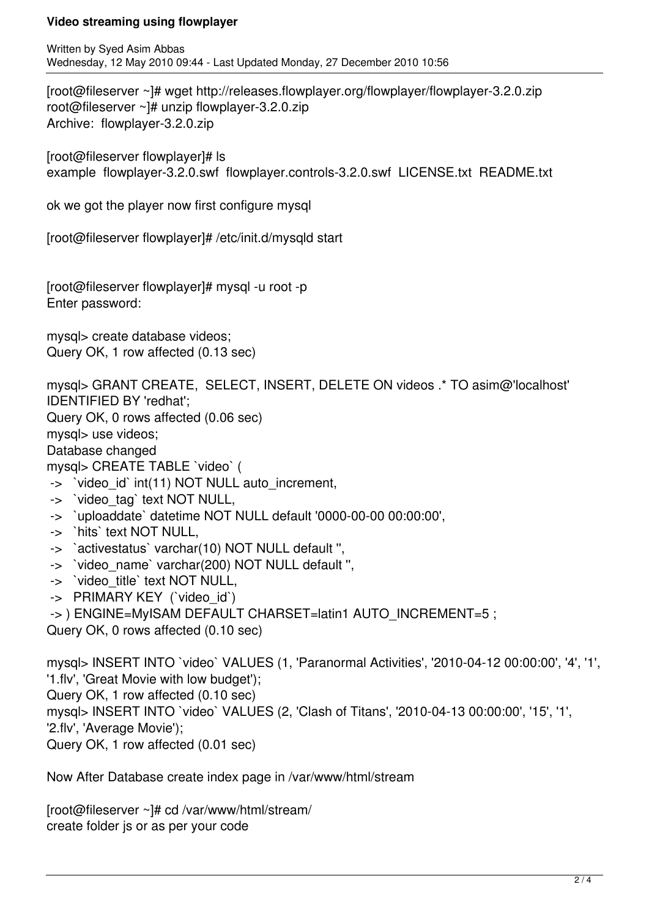```
[root@fileserver ~]# wget http://releases.flowplayer.org/flowplayer/flowplayer-3.2.0.zip
root@fileserver ~]# unzip flowplayer-3.2.0.zip
Archive:  flowplayer-3.2.0.zip
```

```
[root@fileserver flowplayer]# ls
example  flowplayer-3.2.0.swf  flowplayer.controls-3.2.0.swf  LICENSE.txt  README.txt
```

ok we got the player now first configure mysql

```
[root@fileserver flowplayer]# /etc/init.d/mysqld start
```

```
[root@fileserver flowplayer]# mysql -u root -p
Enter password:
```

```
mysql> create database videos;
Query OK, 1 row affected (0.13 sec)
```

```
mysql> GRANT CREATE,  SELECT, INSERT, DELETE ON videos .* TO asim@'localhost'
IDENTIFIED BY 'redhat';
Query OK, 0 rows affected (0.06 sec)
mysql> use videos;
Database changed
mysql> CREATE TABLE `video` (
 ->  `video_id` int(11) NOT NULL auto_increment,
 ->  `video_tag` text NOT NULL,
 ->  `uploaddate` datetime NOT NULL default '0000-00-00 00:00:00',
 ->  `hits` text NOT NULL,
 ->  `activestatus` varchar(10) NOT NULL default '',
 ->  `video_name` varchar(200) NOT NULL default '',
 ->  `video_title` text NOT NULL,
 ->  PRIMARY KEY  (`video_id`)
 -> ) ENGINE=MyISAM DEFAULT CHARSET=latin1 AUTO_INCREMENT=5 ;
Query OK, 0 rows affected (0.10 sec)
```

```
mysql> INSERT INTO `video` VALUES (1, 'Paranormal Activities', '2010-04-12 00:00:00', '4', '1',
'1.flv', 'Great Movie with low budget');
Query OK, 1 row affected (0.10 sec)
mysql> INSERT INTO `video` VALUES (2, 'Clash of Titans', '2010-04-13 00:00:00', '15', '1',
'2.flv', 'Average Movie');
Query OK, 1 row affected (0.01 sec)
```

Now After Database create index page in /var/www/html/stream

```
[root@fileserver ~]# cd /var/www/html/stream/
```

create folder js or as per your code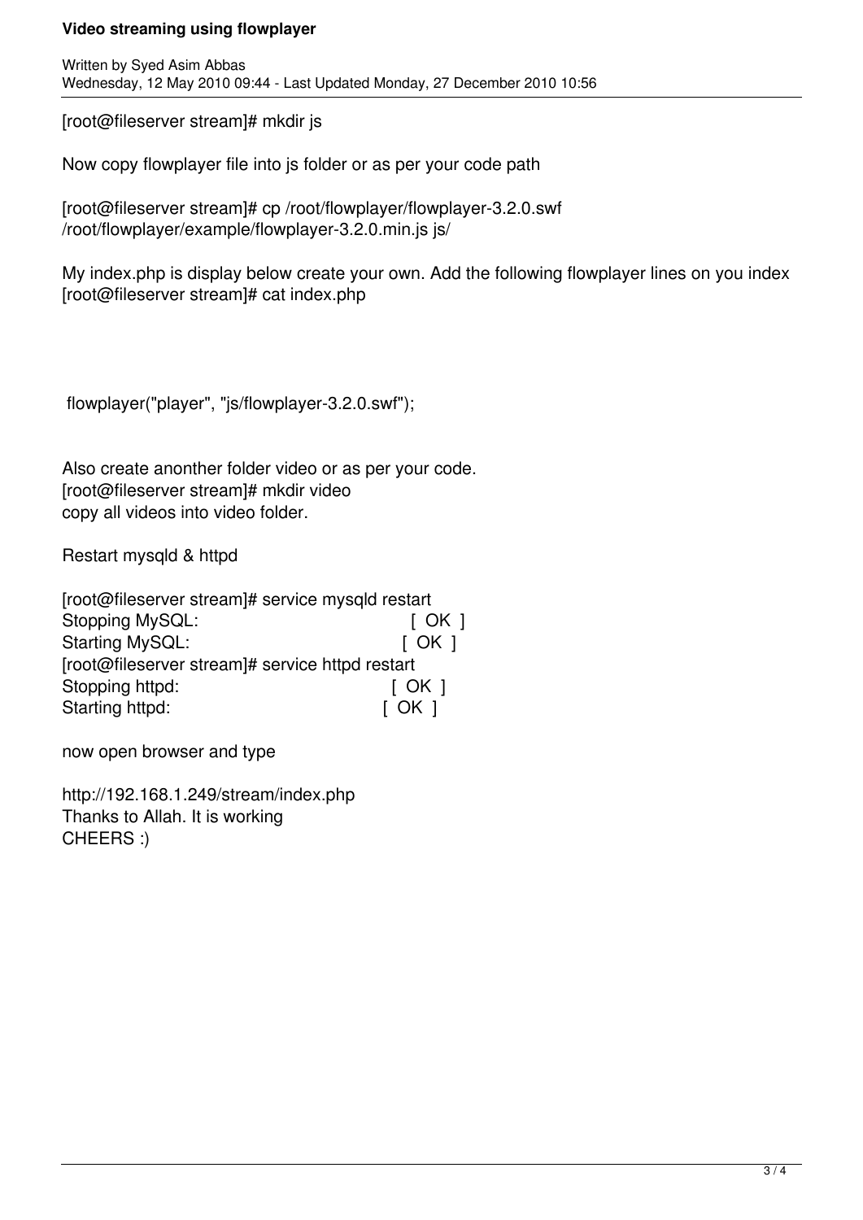[root@fileserver stream]# mkdir js

Now copy flowplayer file into js folder or as per your code path

[root@fileserver stream]# cp /root/flowplayer/flowplayer-3.2.0.swf /root/flowplayer/example/flowplayer-3.2.0.min.js js/

My index.php is display below create your own. Add the following flowplayer lines on you index
[root@fileserver stream]# cat index.php

```
flowplayer("player", "js/flowplayer-3.2.0.swf");
```

Also create anonther folder video or as per your code.
[root@fileserver stream]# mkdir video
copy all videos into video folder.

Restart mysqld & httpd

```
[root@fileserver stream]# service mysqld restart
Stopping MySQL:                                   [  OK  ]
Starting MySQL:                                   [  OK  ]
[root@fileserver stream]# service httpd restart
Stopping httpd:                                   [  OK  ]
Starting httpd:                                   [  OK  ]
```

now open browser and type

http://192.168.1.249/stream/index.php
Thanks to Allah. It is working
CHEERS :)